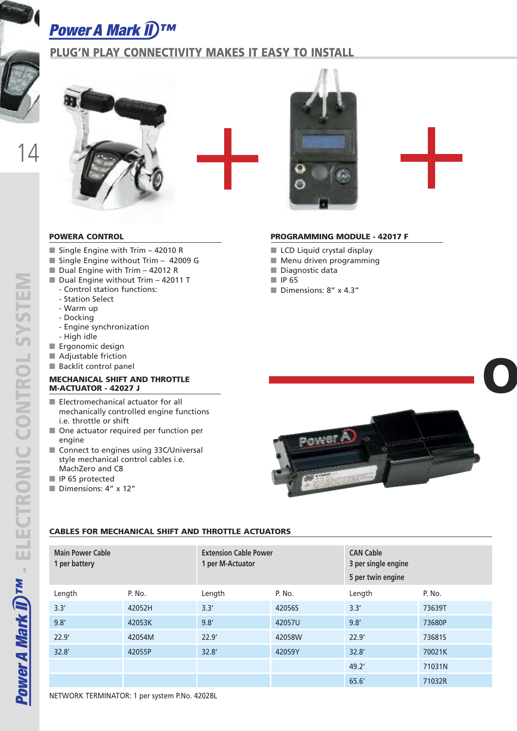# Power A Mark II™

## PLUG'N PLAY CONNECTIVITY MAKES IT EASY TO INSTALL

### POWERA CONTROL

- Single Engine with Trim – 42010 R
- Single Engine without Trim – 42009 G
- Dual Engine with Trim – 42012 R
- Dual Engine without Trim – 42011 T
  - Control station functions:
  - Station Select
  - Warm up
  - Docking
  - Engine synchronization
  - High idle
- Ergonomic design
- Adjustable friction
- Backlit control panel

### MECHANICAL SHIFT AND THROTTLE M-ACTUATOR - 42027 J

- Electromechanical actuator for all mechanically controlled engine functions i.e. throttle or shift
- One actuator required per function per engine
- Connect to engines using 33C/Universal style mechanical control cables i.e. MachZero and C8
- IP 65 protected
- Dimensions: 4" x 12"

### PROGRAMMING MODULE - 42017 F

- LCD Liquid crystal display
- Menu driven programming
- Diagnostic data
- IP 65
- Dimensions: 8" x 4.3"

### CABLES FOR MECHANICAL SHIFT AND THROTTLE ACTUATORS

| Main Power Cable<br>1 per battery | | Extension Cable Power<br>1 per M-Actuator | | CAN Cable<br>3 per single engine<br>5 per twin engine | |
|---|---|---|---|---|---|
| Length | P. No. | Length | P. No. | Length | P. No. |
| 3.3' | 42052H | 3.3' | 42056S | 3.3' | 73639T |
| 9.8' | 42053K | 9.8' | 42057U | 9.8' | 73680P |
| 22.9' | 42054M | 22.9' | 42058W | 22.9' | 73681S |
| 32.8' | 42055P | 32.8' | 42059Y | 32.8' | 70021K |
| | | | | 49.2' | 71031N |
| | | | | 65.6' | 71032R |

NETWORK TERMINATOR: 1 per system P.No. 42028L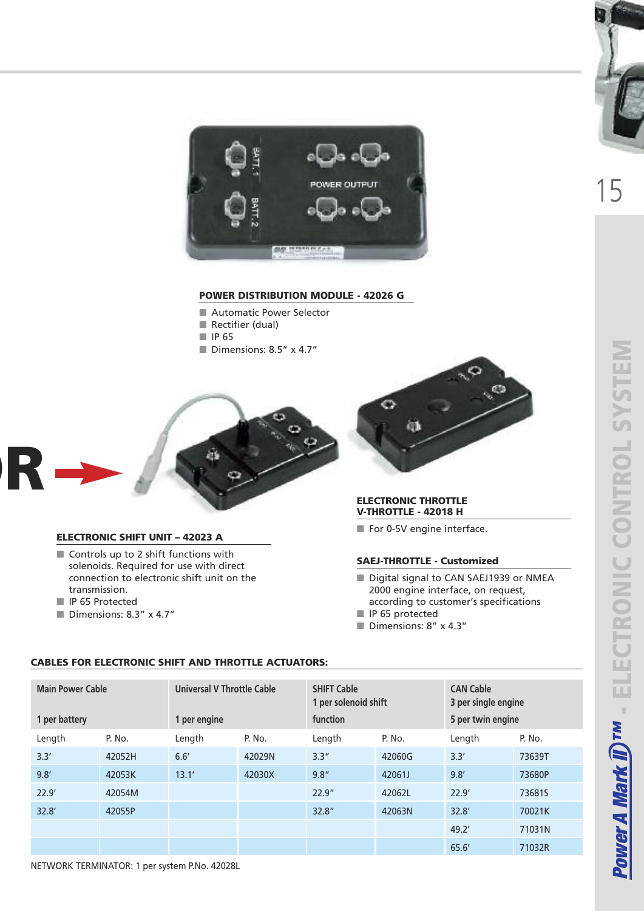## POWER DISTRIBUTION MODULE - 42026 G

- Automatic Power Selector
- Rectifier (dual)
- IP 65
- Dimensions: 8.5" x 4.7"

## ELECTRONIC SHIFT UNIT – 42023 A

- Controls up to 2 shift functions with solenoids. Required for use with direct connection to electronic shift unit on the transmission.
- IP 65 Protected
- Dimensions: 8.3" x 4.7"

## ELECTRONIC THROTTLE V-THROTTLE - 42018 H

- For 0-5V engine interface.

## SAEJ-THROTTLE - Customized

- Digital signal to CAN SAEJ1939 or NMEA 2000 engine interface, on request, according to customer's specifications
- IP 65 protected
- Dimensions: 8" x 4.3"

## CABLES FOR ELECTRONIC SHIFT AND THROTTLE ACTUATORS:

| Main Power Cable 1 per battery | | Universal V Throttle Cable 1 per engine | | SHIFT Cable 1 per solenoid shift function | | CAN Cable 3 per single engine 5 per twin engine | |
|---|---|---|---|---|---|---|---|
| Length | P. No. | Length | P. No. | Length | P. No. | Length | P. No. |
| 3.3' | 42052H | 6.6' | 42029N | 3.3" | 42060G | 3.3' | 73639T |
| 9.8' | 42053K | 13.1' | 42030X | 9.8" | 42061J | 9.8' | 73680P |
| 22.9' | 42054M | | | 22.9" | 42062L | 22.9' | 73681S |
| 32.8' | 42055P | | | 32.8" | 42063N | 32.8' | 70021K |
| | | | | | | 49.2' | 71031N |
| | | | | | | 65.6' | 71032R |

NETWORK TERMINATOR: 1 per system P.No. 42028L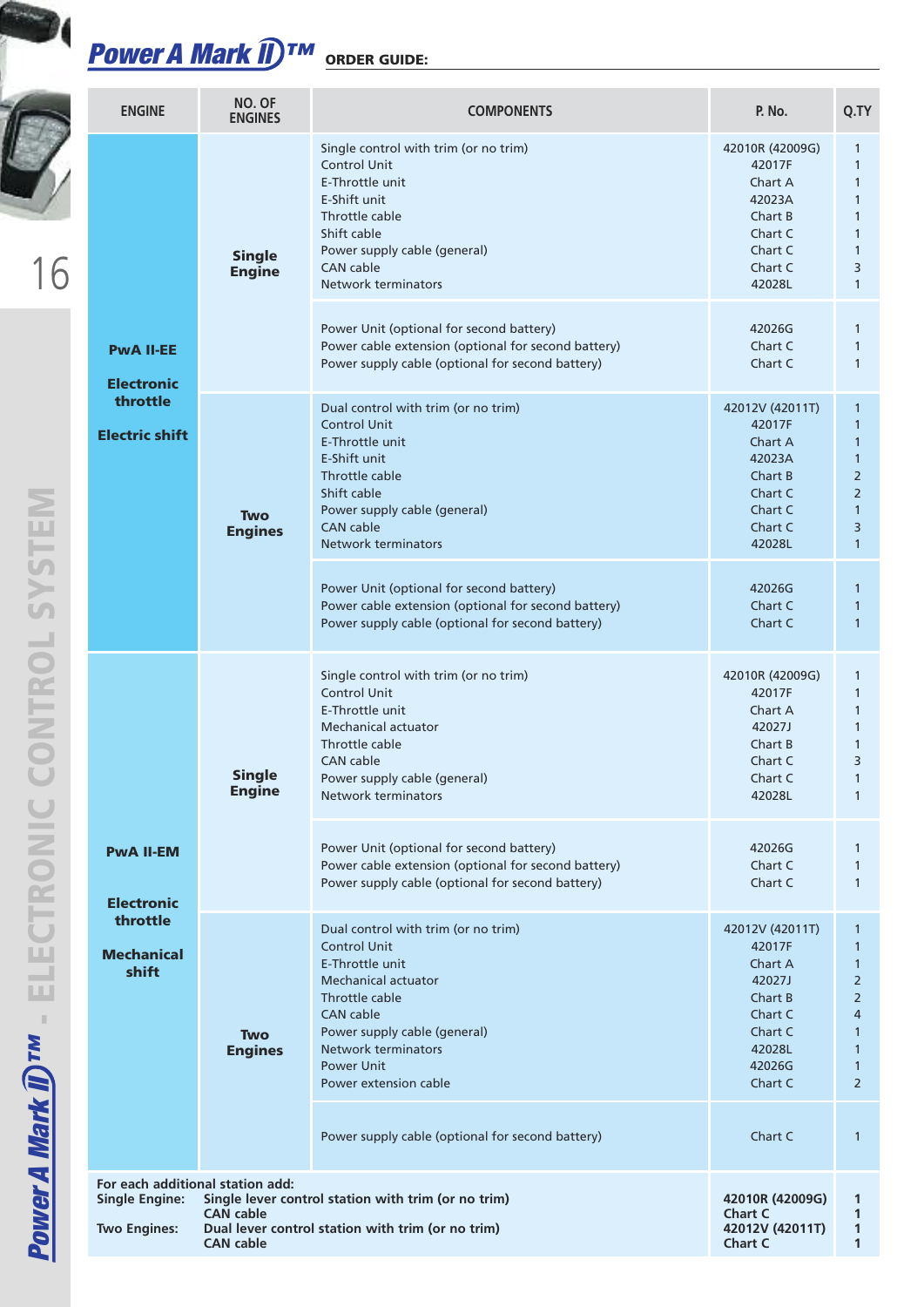# Power A Mark II™ ORDER GUIDE:

| ENGINE | NO. OF ENGINES | COMPONENTS | P. No. | Q.TY |
|---|---|---|---|---|
| PwA II-EE Electronic throttle Electric shift | Single Engine | Single control with trim (or no trim) | 42010R (42009G) | 1 |
| | | Control Unit | 42017F | 1 |
| | | E-Throttle unit | Chart A | 1 |
| | | E-Shift unit | 42023A | 1 |
| | | Throttle cable | Chart B | 1 |
| | | Shift cable | Chart C | 1 |
| | | Power supply cable (general) | Chart C | 1 |
| | | CAN cable | Chart C | 3 |
| | | Network terminators | 42028L | 1 |
| | | Power Unit (optional for second battery) | 42026G | 1 |
| | | Power cable extension (optional for second battery) | Chart C | 1 |
| | | Power supply cable (optional for second battery) | Chart C | 1 |
| | Two Engines | Dual control with trim (or no trim) | 42012V (42011T) | 1 |
| | | Control Unit | 42017F | 1 |
| | | E-Throttle unit | Chart A | 1 |
| | | E-Shift unit | 42023A | 1 |
| | | Throttle cable | Chart B | 2 |
| | | Shift cable | Chart C | 2 |
| | | Power supply cable (general) | Chart C | 1 |
| | | CAN cable | Chart C | 3 |
| | | Network terminators | 42028L | 1 |
| | | Power Unit (optional for second battery) | 42026G | 1 |
| | | Power cable extension (optional for second battery) | Chart C | 1 |
| | | Power supply cable (optional for second battery) | Chart C | 1 |
| PwA II-EM Electronic throttle Mechanical shift | Single Engine | Single control with trim (or no trim) | 42010R (42009G) | 1 |
| | | Control Unit | 42017F | 1 |
| | | E-Throttle unit | Chart A | 1 |
| | | Mechanical actuator | 42027J | 1 |
| | | Throttle cable | Chart B | 1 |
| | | CAN cable | Chart C | 3 |
| | | Power supply cable (general) | Chart C | 1 |
| | | Network terminators | 42028L | 1 |
| | | Power Unit (optional for second battery) | 42026G | 1 |
| | | Power cable extension (optional for second battery) | Chart C | 1 |
| | | Power supply cable (optional for second battery) | Chart C | 1 |
| | Two Engines | Dual control with trim (or no trim) | 42012V (42011T) | 1 |
| | | Control Unit | 42017F | 1 |
| | | E-Throttle unit | Chart A | 1 |
| | | Mechanical actuator | 42027J | 2 |
| | | Throttle cable | Chart B | 2 |
| | | CAN cable | Chart C | 4 |
| | | Power supply cable (general) | Chart C | 1 |
| | | Network terminators | 42028L | 1 |
| | | Power Unit | 42026G | 1 |
| | | Power extension cable | Chart C | 2 |
| | | Power supply cable (optional for second battery) | Chart C | 1 |

**For each additional station add:**

| | | P. No. | Q.TY |
|---|---|---|---|
| **Single Engine:** | **Single lever control station with trim (or no trim)** | **42010R (42009G)** | **1** |
| | **CAN cable** | **Chart C** | **1** |
| **Two Engines:** | **Dual lever control station with trim (or no trim)** | **42012V (42011T)** | **1** |
| | **CAN cable** | **Chart C** | **1** |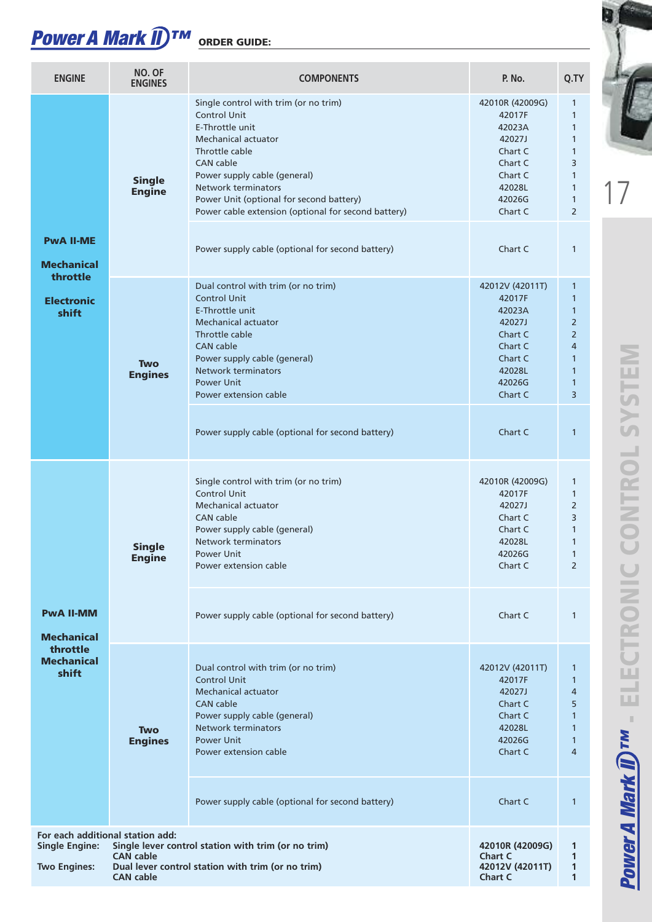# Power A Mark II™ ORDER GUIDE:

| ENGINE | NO. OF ENGINES | COMPONENTS | P. No. | Q.TY |
|---|---|---|---|---|
| PwA II-ME Mechanical throttle Electronic shift | Single Engine | Single control with trim (or no trim) | 42010R (42009G) | 1 |
| | | Control Unit | 42017F | 1 |
| | | E-Throttle unit | 42023A | 1 |
| | | Mechanical actuator | 42027J | 1 |
| | | Throttle cable | Chart C | 1 |
| | | CAN cable | Chart C | 3 |
| | | Power supply cable (general) | Chart C | 1 |
| | | Network terminators | 42028L | 1 |
| | | Power Unit (optional for second battery) | 42026G | 1 |
| | | Power cable extension (optional for second battery) | Chart C | 2 |
| | | Power supply cable (optional for second battery) | Chart C | 1 |
| | Two Engines | Dual control with trim (or no trim) | 42012V (42011T) | 1 |
| | | Control Unit | 42017F | 1 |
| | | E-Throttle unit | 42023A | 1 |
| | | Mechanical actuator | 42027J | 2 |
| | | Throttle cable | Chart C | 2 |
| | | CAN cable | Chart C | 4 |
| | | Power supply cable (general) | Chart C | 1 |
| | | Network terminators | 42028L | 1 |
| | | Power Unit | 42026G | 1 |
| | | Power extension cable | Chart C | 3 |
| | | Power supply cable (optional for second battery) | Chart C | 1 |
| PwA II-MM Mechanical throttle Mechanical shift | Single Engine | Single control with trim (or no trim) | 42010R (42009G) | 1 |
| | | Control Unit | 42017F | 1 |
| | | Mechanical actuator | 42027J | 2 |
| | | CAN cable | Chart C | 3 |
| | | Power supply cable (general) | Chart C | 1 |
| | | Network terminators | 42028L | 1 |
| | | Power Unit | 42026G | 1 |
| | | Power extension cable | Chart C | 2 |
| | | Power supply cable (optional for second battery) | Chart C | 1 |
| | Two Engines | Dual control with trim (or no trim) | 42012V (42011T) | 1 |
| | | Control Unit | 42017F | 1 |
| | | Mechanical actuator | 42027J | 4 |
| | | CAN cable | Chart C | 5 |
| | | Power supply cable (general) | Chart C | 1 |
| | | Network terminators | 42028L | 1 |
| | | Power Unit | 42026G | 1 |
| | | Power extension cable | Chart C | 4 |
| | | Power supply cable (optional for second battery) | Chart C | 1 |

**For each additional station add:**

| | | | |
|---|---|---|---|
| **Single Engine:** | **Single lever control station with trim (or no trim)** | **42010R (42009G)** | **1** |
| | **CAN cable** | **Chart C** | **1** |
| **Two Engines:** | **Dual lever control station with trim (or no trim)** | **42012V (42011T)** | **1** |
| | **CAN cable** | **Chart C** | **1** |